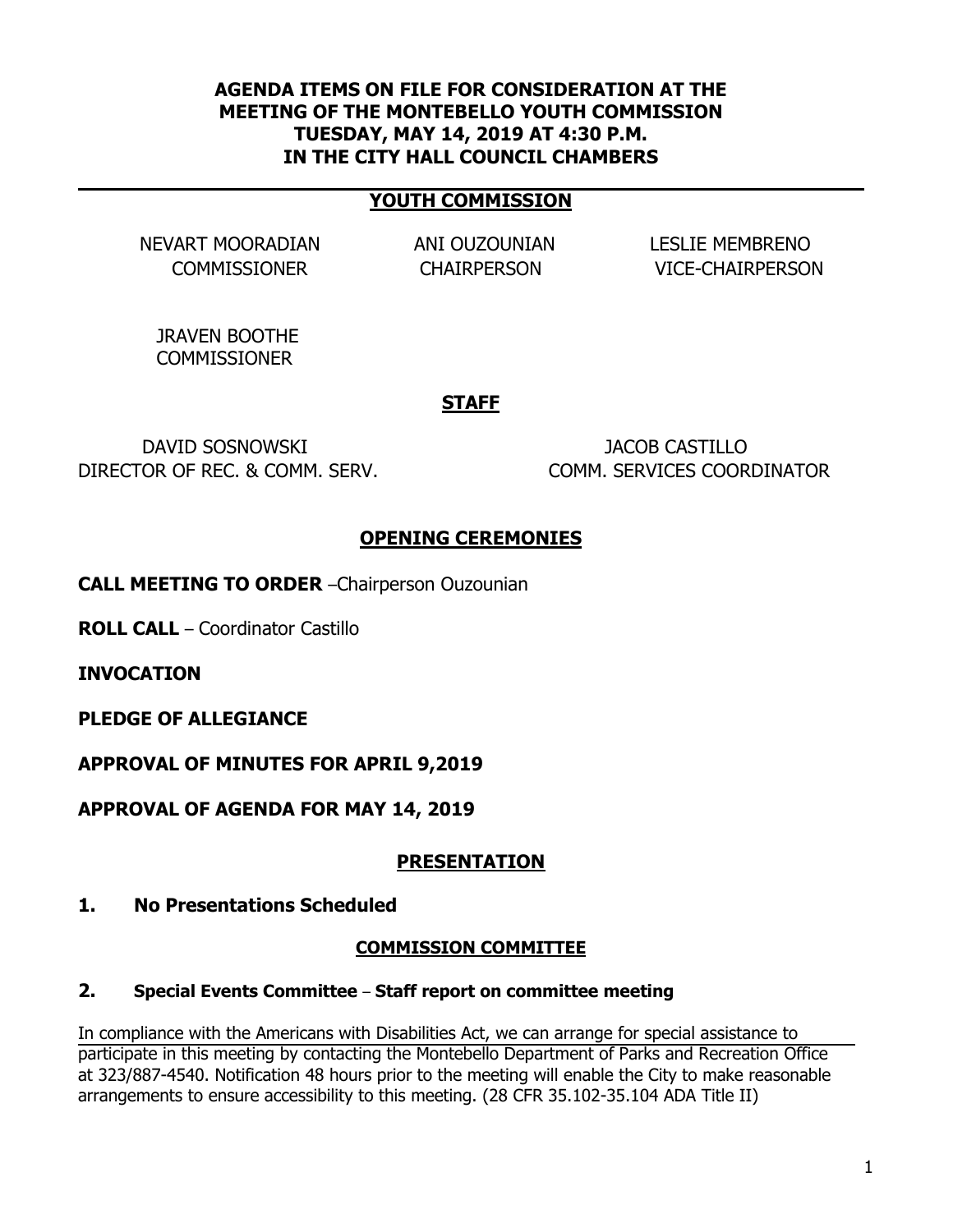# AGENDA ITEMS ON FILE FOR CONSIDERATION AT THE MEETING OF THE MONTEBELLO YOUTH COMMISSION TUESDAY, MAY 14, 2019 AT 4:30 P.M. IN THE CITY HALL COUNCIL CHAMBERS

## YOUTH COMMISSION

| | | |
|---|---|---|
| NEVART MOORADIAN<br>COMMISSIONER | ANI OUZOUNIAN<br>CHAIRPERSON | LESLIE MEMBRENO<br>VICE-CHAIRPERSON |
| JRAVEN BOOTHE<br>COMMISSIONER | | |

## STAFF

| | |
|---|---|
| DAVID SOSNOWSKI<br>DIRECTOR OF REC. & COMM. SERV. | JACOB CASTILLO<br>COMM. SERVICES COORDINATOR |

## OPENING CEREMONIES

**CALL MEETING TO ORDER** –Chairperson Ouzounian

**ROLL CALL** – Coordinator Castillo

**INVOCATION**

**PLEDGE OF ALLEGIANCE**

**APPROVAL OF MINUTES FOR APRIL 9,2019**

**APPROVAL OF AGENDA FOR MAY 14, 2019**

## PRESENTATION

**1. No Presentations Scheduled**

## COMMISSION COMMITTEE

**2. Special Events Committee – Staff report on committee meeting**

In compliance with the Americans with Disabilities Act, we can arrange for special assistance to participate in this meeting by contacting the Montebello Department of Parks and Recreation Office at 323/887-4540. Notification 48 hours prior to the meeting will enable the City to make reasonable arrangements to ensure accessibility to this meeting. (28 CFR 35.102-35.104 ADA Title II)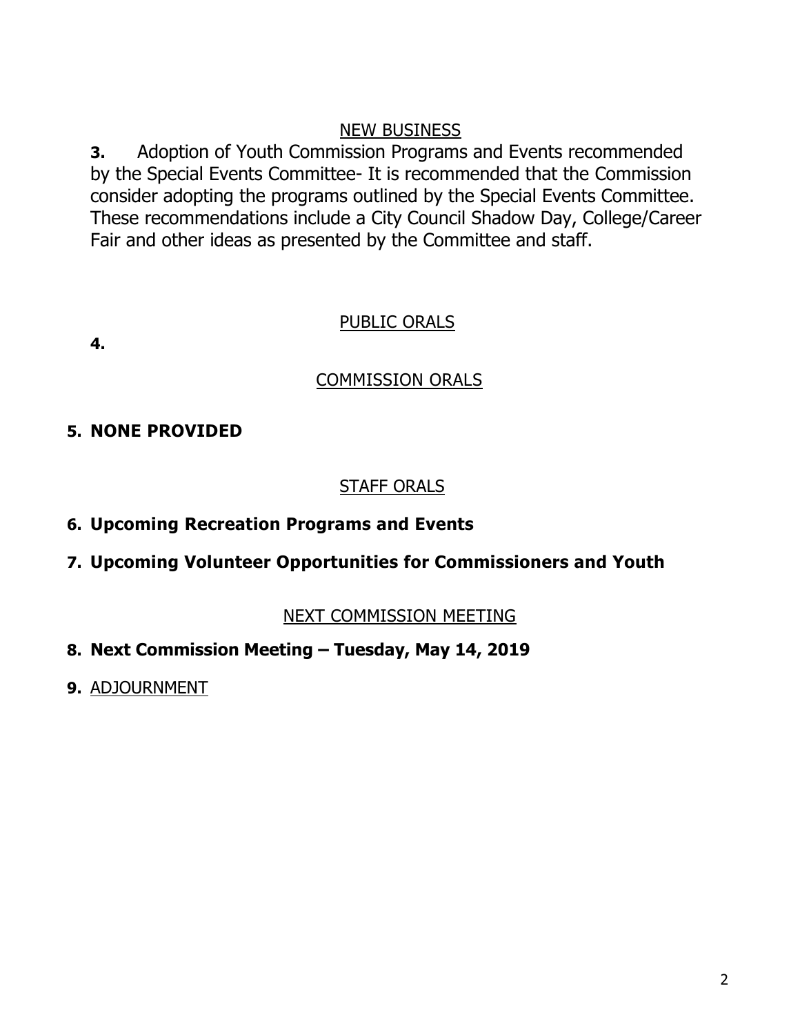## NEW BUSINESS

**3.** Adoption of Youth Commission Programs and Events recommended by the Special Events Committee- It is recommended that the Commission consider adopting the programs outlined by the Special Events Committee. These recommendations include a City Council Shadow Day, College/Career Fair and other ideas as presented by the Committee and staff.

## PUBLIC ORALS

**4.**

## COMMISSION ORALS

**5. NONE PROVIDED**

## STAFF ORALS

**6. Upcoming Recreation Programs and Events**

**7. Upcoming Volunteer Opportunities for Commissioners and Youth**

## NEXT COMMISSION MEETING

**8. Next Commission Meeting – Tuesday, May 14, 2019**

**9.** ADJOURNMENT